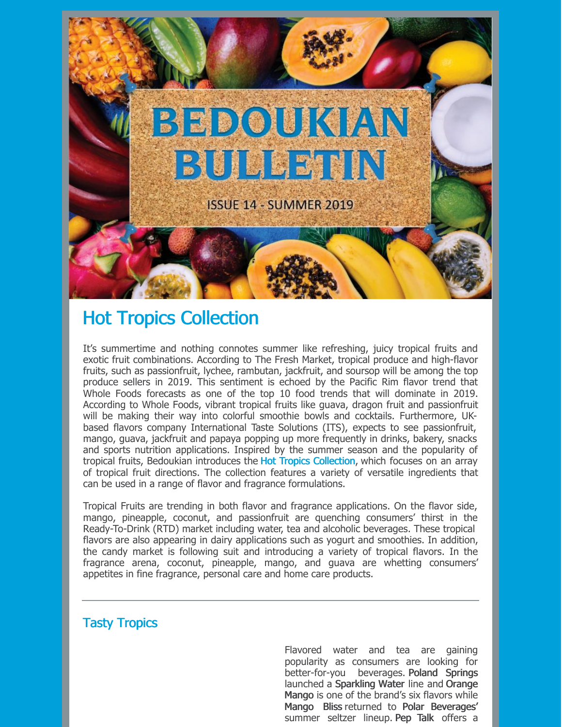# BEDOUKIAN BULLETIN

ISSUE 14 - SUMMER 2019

## Hot Tropics Collection

It's summertime and nothing connotes summer like refreshing, juicy tropical fruits and exotic fruit combinations. According to The Fresh Market, tropical produce and high-flavor fruits, such as passionfruit, lychee, rambutan, jackfruit, and soursop will be among the top produce sellers in 2019. This sentiment is echoed by the Pacific Rim flavor trend that Whole Foods forecasts as one of the top 10 food trends that will dominate in 2019. According to Whole Foods, vibrant tropical fruits like guava, dragon fruit and passionfruit will be making their way into colorful smoothie bowls and cocktails. Furthermore, UK-based flavors company International Taste Solutions (ITS), expects to see passionfruit, mango, guava, jackfruit and papaya popping up more frequently in drinks, bakery, snacks and sports nutrition applications. Inspired by the summer season and the popularity of tropical fruits, Bedoukian introduces the Hot Tropics Collection, which focuses on an array of tropical fruit directions. The collection features a variety of versatile ingredients that can be used in a range of flavor and fragrance formulations.

Tropical Fruits are trending in both flavor and fragrance applications. On the flavor side, mango, pineapple, coconut, and passionfruit are quenching consumers' thirst in the Ready-To-Drink (RTD) market including water, tea and alcoholic beverages. These tropical flavors are also appearing in dairy applications such as yogurt and smoothies. In addition, the candy market is following suit and introducing a variety of tropical flavors. In the fragrance arena, coconut, pineapple, mango, and guava are whetting consumers' appetites in fine fragrance, personal care and home care products.

---

### Tasty Tropics

Flavored water and tea are gaining popularity as consumers are looking for better-for-you beverages. **Poland Springs** launched a **Sparkling Water** line and **Orange Mango** is one of the brand's six flavors while **Mango Bliss** returned to **Polar Beverages'** summer seltzer lineup. **Pep Talk** offers a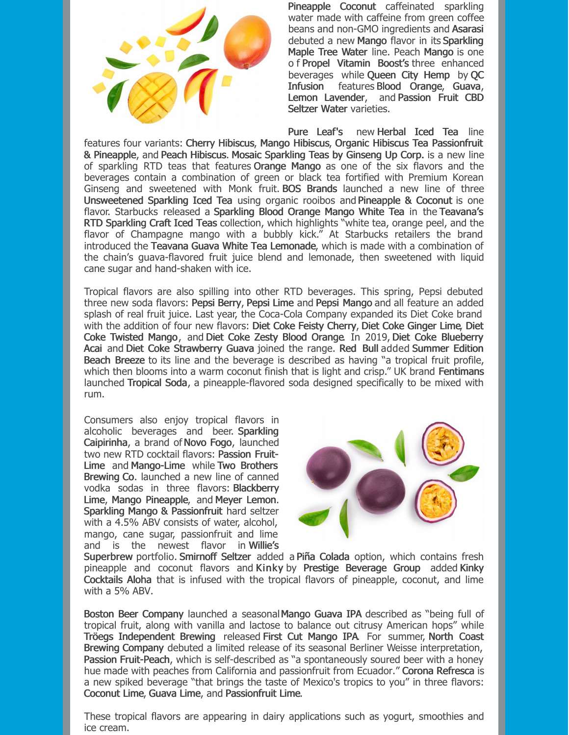**Pineapple Coconut** caffeinated sparkling water made with caffeine from green coffee beans and non-GMO ingredients and **Asarasi** debuted a new **Mango** flavor in its **Sparkling Maple Tree Water** line. Peach **Mango** is one o f **Propel Vitamin Boost's** three enhanced beverages while **Queen City Hemp** by **QC Infusion** features **Blood Orange**, **Guava**, **Lemon Lavender**, and **Passion Fruit CBD Seltzer Water** varieties.

**Pure Leaf's** new **Herbal Iced Tea** line features four variants: **Cherry Hibiscus**, **Mango Hibiscus**, **Organic Hibiscus Tea Passionfruit & Pineapple**, and **Peach Hibiscus**. **Mosaic Sparkling Teas by Ginseng Up Corp.** is a new line of sparkling RTD teas that features **Orange Mango** as one of the six flavors and the beverages contain a combination of green or black tea fortified with Premium Korean Ginseng and sweetened with Monk fruit. **BOS Brands** launched a new line of three **Unsweetened Sparkling Iced Tea** using organic rooibos and **Pineapple & Coconut** is one flavor. Starbucks released a **Sparkling Blood Orange Mango White Tea** in the **Teavana's RTD Sparkling Craft Iced Teas** collection, which highlights "white tea, orange peel, and the flavor of Champagne mango with a bubbly kick." At Starbucks retailers the brand introduced the **Teavana Guava White Tea Lemonade**, which is made with a combination of the chain's guava-flavored fruit juice blend and lemonade, then sweetened with liquid cane sugar and hand-shaken with ice.

Tropical flavors are also spilling into other RTD beverages. This spring, Pepsi debuted three new soda flavors: **Pepsi Berry**, **Pepsi Lime** and **Pepsi Mango** and all feature an added splash of real fruit juice. Last year, the Coca-Cola Company expanded its Diet Coke brand with the addition of four new flavors: **Diet Coke Feisty Cherry**, **Diet Coke Ginger Lime**, **Diet Coke Twisted Mango**, and **Diet Coke Zesty Blood Orange**. In 2019, **Diet Coke Blueberry Acai** and **Diet Coke Strawberry Guava** joined the range. **Red Bull** added **Summer Edition Beach Breeze** to its line and the beverage is described as having "a tropical fruit profile, which then blooms into a warm coconut finish that is light and crisp." UK brand **Fentimans** launched **Tropical Soda**, a pineapple-flavored soda designed specifically to be mixed with rum.

Consumers also enjoy tropical flavors in alcoholic beverages and beer. **Sparkling Caipirinha**, a brand of **Novo Fogo**, launched two new RTD cocktail flavors: **Passion Fruit-Lime** and **Mango-Lime** while **Two Brothers Brewing Co.** launched a new line of canned vodka sodas in three flavors: **Blackberry Lime**, **Mango Pineapple**, and **Meyer Lemon**. **Sparkling Mango & Passionfruit** hard seltzer with a 4.5% ABV consists of water, alcohol, mango, cane sugar, passionfruit and lime and is the newest flavor in **Willie's Superbrew** portfolio. **Smirnoff Seltzer** added a **Piña Colada** option, which contains fresh pineapple and coconut flavors and **Kinky** by **Prestige Beverage Group** added **Kinky Cocktails Aloha** that is infused with the tropical flavors of pineapple, coconut, and lime with a 5% ABV.

**Boston Beer Company** launched a seasonal **Mango Guava IPA** described as "being full of tropical fruit, along with vanilla and lactose to balance out citrusy American hops" while **Tröegs Independent Brewing** released **First Cut Mango IPA**. For summer, **North Coast Brewing Company** debuted a limited release of its seasonal Berliner Weisse interpretation, **Passion Fruit-Peach**, which is self-described as "a spontaneously soured beer with a honey hue made with peaches from California and passionfruit from Ecuador." **Corona Refresca** is a new spiked beverage "that brings the taste of Mexico's tropics to you" in three flavors: **Coconut Lime**, **Guava Lime**, and **Passionfruit Lime**.

These tropical flavors are appearing in dairy applications such as yogurt, smoothies and ice cream.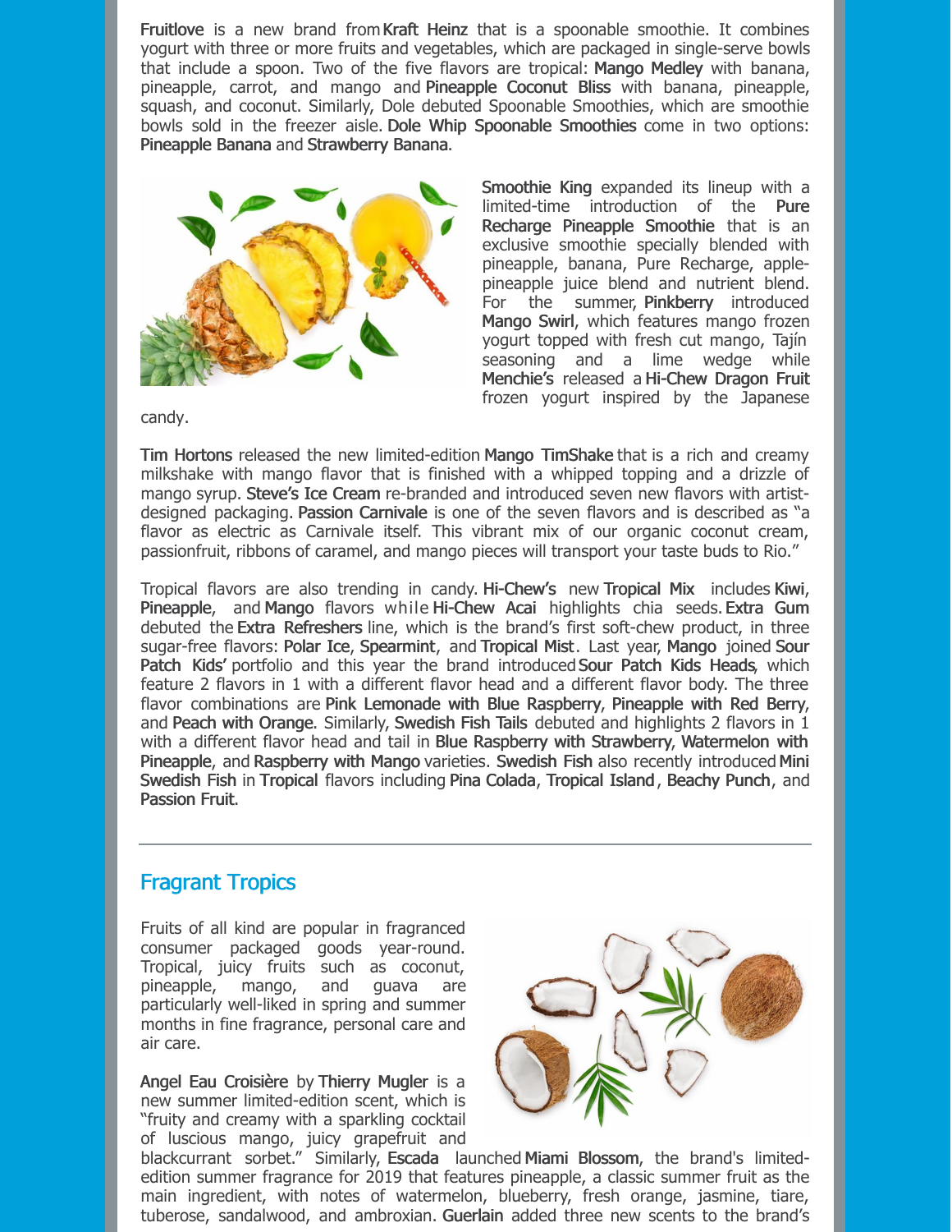**Fruitlove** is a new brand from **Kraft Heinz** that is a spoonable smoothie. It combines yogurt with three or more fruits and vegetables, which are packaged in single-serve bowls that include a spoon. Two of the five flavors are tropical: **Mango Medley** with banana, pineapple, carrot, and mango and **Pineapple Coconut Bliss** with banana, pineapple, squash, and coconut. Similarly, Dole debuted Spoonable Smoothies, which are smoothie bowls sold in the freezer aisle. **Dole Whip Spoonable Smoothies** come in two options: **Pineapple Banana** and **Strawberry Banana**.

**Smoothie King** expanded its lineup with a limited-time introduction of the **Pure Recharge Pineapple Smoothie** that is an exclusive smoothie specially blended with pineapple, banana, Pure Recharge, apple-pineapple juice blend and nutrient blend. For the summer, **Pinkberry** introduced **Mango Swirl**, which features mango frozen yogurt topped with fresh cut mango, Tajín seasoning and a lime wedge while **Menchie's** released a **Hi-Chew Dragon Fruit** frozen yogurt inspired by the Japanese candy.

**Tim Hortons** released the new limited-edition **Mango TimShake** that is a rich and creamy milkshake with mango flavor that is finished with a whipped topping and a drizzle of mango syrup. **Steve's Ice Cream** re-branded and introduced seven new flavors with artist-designed packaging. **Passion Carnivale** is one of the seven flavors and is described as "a flavor as electric as Carnivale itself. This vibrant mix of our organic coconut cream, passionfruit, ribbons of caramel, and mango pieces will transport your taste buds to Rio."

Tropical flavors are also trending in candy. **Hi-Chew's** new **Tropical Mix** includes **Kiwi**, **Pineapple**, and **Mango** flavors while **Hi-Chew Acai** highlights chia seeds. **Extra Gum** debuted the **Extra Refreshers** line, which is the brand's first soft-chew product, in three sugar-free flavors: **Polar Ice**, **Spearmint**, and **Tropical Mist**. Last year, **Mango** joined **Sour Patch Kids'** portfolio and this year the brand introduced **Sour Patch Kids Heads**, which feature 2 flavors in 1 with a different flavor head and a different flavor body. The three flavor combinations are **Pink Lemonade with Blue Raspberry**, **Pineapple with Red Berry**, and **Peach with Orange**. Similarly, **Swedish Fish Tails** debuted and highlights 2 flavors in 1 with a different flavor head and tail in **Blue Raspberry with Strawberry**, **Watermelon with Pineapple**, and **Raspberry with Mango** varieties. **Swedish Fish** also recently introduced **Mini Swedish Fish** in **Tropical** flavors including **Pina Colada**, **Tropical Island**, **Beachy Punch**, and **Passion Fruit**.

---

## Fragrant Tropics

Fruits of all kind are popular in fragranced consumer packaged goods year-round. Tropical, juicy fruits such as coconut, pineapple, mango, and guava are particularly well-liked in spring and summer months in fine fragrance, personal care and air care.

**Angel Eau Croisière** by **Thierry Mugler** is a new summer limited-edition scent, which is "fruity and creamy with a sparkling cocktail of luscious mango, juicy grapefruit and blackcurrant sorbet." Similarly, **Escada** launched **Miami Blossom**, the brand's limited-edition summer fragrance for 2019 that features pineapple, a classic summer fruit as the main ingredient, with notes of watermelon, blueberry, fresh orange, jasmine, tiare, tuberose, sandalwood, and ambroxian. **Guerlain** added three new scents to the brand's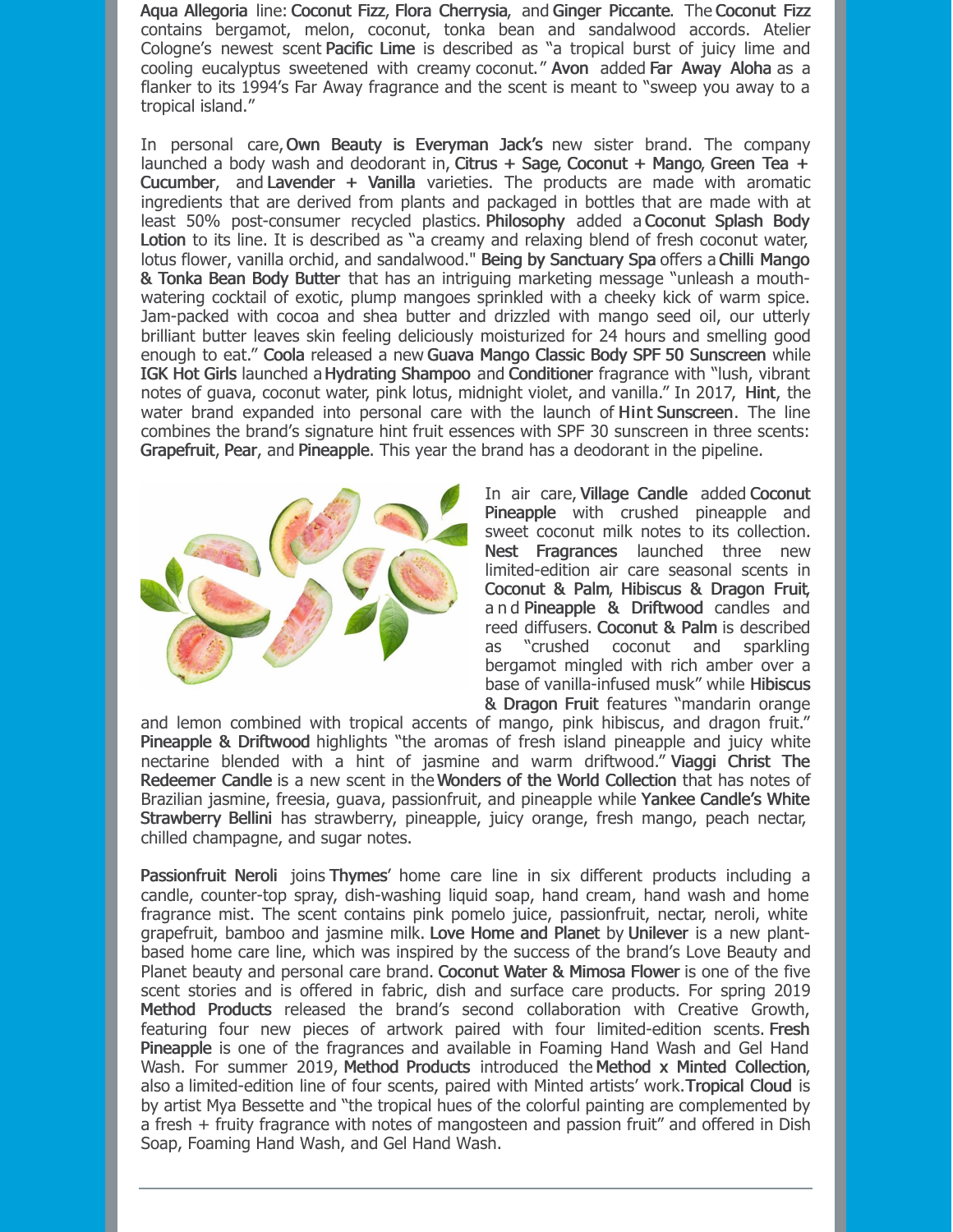**Aqua Allegoria** line: **Coconut Fizz**, **Flora Cherrysia**, and **Ginger Piccante**. The **Coconut Fizz** contains bergamot, melon, coconut, tonka bean and sandalwood accords. Atelier Cologne's newest scent **Pacific Lime** is described as "a tropical burst of juicy lime and cooling eucalyptus sweetened with creamy coconut." **Avon** added **Far Away Aloha** as a flanker to its 1994's Far Away fragrance and the scent is meant to "sweep you away to a tropical island."

In personal care, **Own Beauty is Everyman Jack's** new sister brand. The company launched a body wash and deodorant in, **Citrus + Sage**, **Coconut + Mango**, **Green Tea + Cucumber**, and **Lavender + Vanilla** varieties. The products are made with aromatic ingredients that are derived from plants and packaged in bottles that are made with at least 50% post-consumer recycled plastics. **Philosophy** added a **Coconut Splash Body Lotion** to its line. It is described as "a creamy and relaxing blend of fresh coconut water, lotus flower, vanilla orchid, and sandalwood." **Being by Sanctuary Spa** offers a **Chilli Mango & Tonka Bean Body Butter** that has an intriguing marketing message "unleash a mouth-watering cocktail of exotic, plump mangoes sprinkled with a cheeky kick of warm spice. Jam-packed with cocoa and shea butter and drizzled with mango seed oil, our utterly brilliant butter leaves skin feeling deliciously moisturized for 24 hours and smelling good enough to eat." **Coola** released a new **Guava Mango Classic Body SPF 50 Sunscreen** while **IGK Hot Girls** launched a **Hydrating Shampoo** and **Conditioner** fragrance with "lush, vibrant notes of guava, coconut water, pink lotus, midnight violet, and vanilla." In 2017, **Hint**, the water brand expanded into personal care with the launch of **Hint Sunscreen**. The line combines the brand's signature hint fruit essences with SPF 30 sunscreen in three scents: **Grapefruit**, **Pear**, and **Pineapple**. This year the brand has a deodorant in the pipeline.

In air care, **Village Candle** added **Coconut Pineapple** with crushed pineapple and sweet coconut milk notes to its collection. **Nest Fragrances** launched three new limited-edition air care seasonal scents in **Coconut & Palm**, **Hibiscus & Dragon Fruit**, and **Pineapple & Driftwood** candles and reed diffusers. **Coconut & Palm** is described as "crushed coconut and sparkling bergamot mingled with rich amber over a base of vanilla-infused musk" while **Hibiscus & Dragon Fruit** features "mandarin orange and lemon combined with tropical accents of mango, pink hibiscus, and dragon fruit." **Pineapple & Driftwood** highlights "the aromas of fresh island pineapple and juicy white nectarine blended with a hint of jasmine and warm driftwood." **Viaggi Christ The Redeemer Candle** is a new scent in the **Wonders of the World Collection** that has notes of Brazilian jasmine, freesia, guava, passionfruit, and pineapple while **Yankee Candle's White Strawberry Bellini** has strawberry, pineapple, juicy orange, fresh mango, peach nectar, chilled champagne, and sugar notes.

**Passionfruit Neroli** joins **Thymes**' home care line in six different products including a candle, counter-top spray, dish-washing liquid soap, hand cream, hand wash and home fragrance mist. The scent contains pink pomelo juice, passionfruit, nectar, neroli, white grapefruit, bamboo and jasmine milk. **Love Home and Planet** by **Unilever** is a new plant-based home care line, which was inspired by the success of the brand's Love Beauty and Planet beauty and personal care brand. **Coconut Water & Mimosa Flower** is one of the five scent stories and is offered in fabric, dish and surface care products. For spring 2019 **Method Products** released the brand's second collaboration with Creative Growth, featuring four new pieces of artwork paired with four limited-edition scents. **Fresh Pineapple** is one of the fragrances and available in Foaming Hand Wash and Gel Hand Wash. For summer 2019, **Method Products** introduced the **Method x Minted Collection**, also a limited-edition line of four scents, paired with Minted artists' work. **Tropical Cloud** is by artist Mya Bessette and "the tropical hues of the colorful painting are complemented by a fresh + fruity fragrance with notes of mangosteen and passion fruit" and offered in Dish Soap, Foaming Hand Wash, and Gel Hand Wash.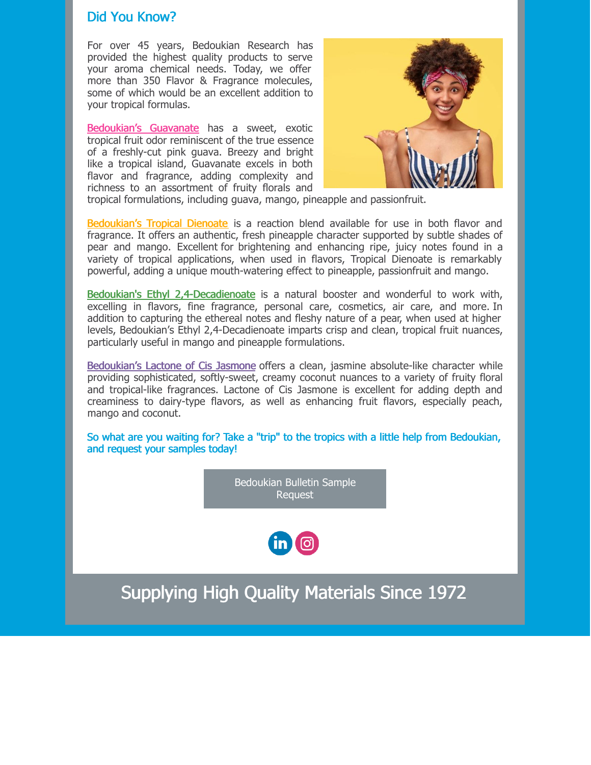## Did You Know?

For over 45 years, Bedoukian Research has provided the highest quality products to serve your aroma chemical needs. Today, we offer more than 350 Flavor & Fragrance molecules, some of which would be an excellent addition to your tropical formulas.

Bedoukian's Guavanate has a sweet, exotic tropical fruit odor reminiscent of the true essence of a freshly-cut pink guava. Breezy and bright like a tropical island, Guavanate excels in both flavor and fragrance, adding complexity and richness to an assortment of fruity florals and tropical formulations, including guava, mango, pineapple and passionfruit.

Bedoukian's Tropical Dienoate is a reaction blend available for use in both flavor and fragrance. It offers an authentic, fresh pineapple character supported by subtle shades of pear and mango. Excellent for brightening and enhancing ripe, juicy notes found in a variety of tropical applications, when used in flavors, Tropical Dienoate is remarkably powerful, adding a unique mouth-watering effect to pineapple, passionfruit and mango.

Bedoukian's Ethyl 2,4-Decadienoate is a natural booster and wonderful to work with, excelling in flavors, fine fragrance, personal care, cosmetics, air care, and more. In addition to capturing the ethereal notes and fleshy nature of a pear, when used at higher levels, Bedoukian's Ethyl 2,4-Decadienoate imparts crisp and clean, tropical fruit nuances, particularly useful in mango and pineapple formulations.

Bedoukian's Lactone of Cis Jasmone offers a clean, jasmine absolute-like character while providing sophisticated, softly-sweet, creamy coconut nuances to a variety of fruity floral and tropical-like fragrances. Lactone of Cis Jasmone is excellent for adding depth and creaminess to dairy-type flavors, as well as enhancing fruit flavors, especially peach, mango and coconut.

So what are you waiting for? Take a "trip" to the tropics with a little help from Bedoukian, and request your samples today!

Bedoukian Bulletin Sample Request

Supplying High Quality Materials Since 1972